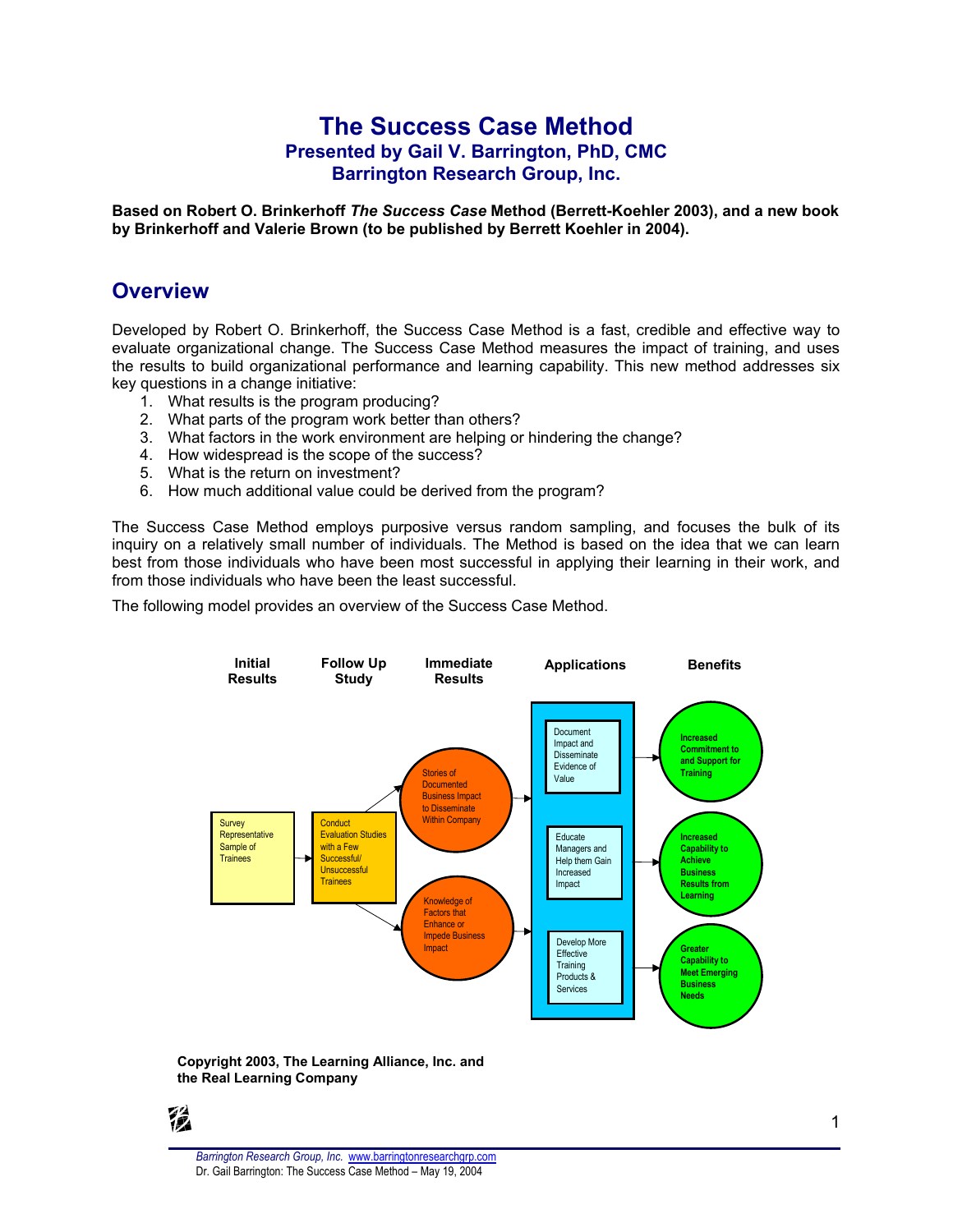# The Success Case Method

## Presented by Gail V. Barrington, PhD, CMC
## Barrington Research Group, Inc.

**Based on Robert O. Brinkerhoff *The Success Case* Method (Berrett-Koehler 2003), and a new book by Brinkerhoff and Valerie Brown (to be published by Berrett Koehler in 2004).**

## Overview

Developed by Robert O. Brinkerhoff, the Success Case Method is a fast, credible and effective way to evaluate organizational change. The Success Case Method measures the impact of training, and uses the results to build organizational performance and learning capability. This new method addresses six key questions in a change initiative:

1. What results is the program producing?
2. What parts of the program work better than others?
3. What factors in the work environment are helping or hindering the change?
4. How widespread is the scope of the success?
5. What is the return on investment?
6. How much additional value could be derived from the program?

The Success Case Method employs purposive versus random sampling, and focuses the bulk of its inquiry on a relatively small number of individuals. The Method is based on the idea that we can learn best from those individuals who have been most successful in applying their learning in their work, and from those individuals who have been the least successful.

The following model provides an overview of the Success Case Method.

| Initial Results | Follow Up Study | Immediate Results | Applications | Benefits |
|---|---|---|---|---|
| Survey Representative Sample of Trainees | Conduct Evaluation Studies with a Few Successful/ Unsuccessful Trainees | Stories of Documented Business Impact to Disseminate Within Company | Document Impact and Disseminate Evidence of Value | Increased Commitment to and Support for Training |
| | | Knowledge of Factors that Enhance or Impede Business Impact | Educate Managers and Help them Gain Increased Impact | Increased Capability to Achieve Business Results from Learning |
| | | | Develop More Effective Training Products & Services | Greater Capability to Meet Emerging Business Needs |

**Copyright 2003, The Learning Alliance, Inc. and the Real Learning Company**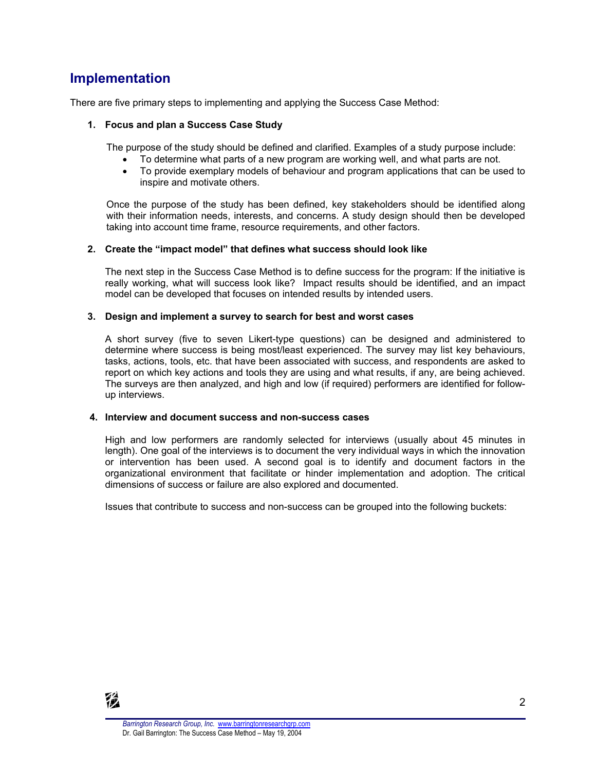## Implementation

There are five primary steps to implementing and applying the Success Case Method:

1. **Focus and plan a Success Case Study**

   The purpose of the study should be defined and clarified. Examples of a study purpose include:

   - To determine what parts of a new program are working well, and what parts are not.
   - To provide exemplary models of behaviour and program applications that can be used to inspire and motivate others.

   Once the purpose of the study has been defined, key stakeholders should be identified along with their information needs, interests, and concerns. A study design should then be developed taking into account time frame, resource requirements, and other factors.

2. **Create the "impact model" that defines what success should look like**

   The next step in the Success Case Method is to define success for the program: If the initiative is really working, what will success look like? Impact results should be identified, and an impact model can be developed that focuses on intended results by intended users.

3. **Design and implement a survey to search for best and worst cases**

   A short survey (five to seven Likert-type questions) can be designed and administered to determine where success is being most/least experienced. The survey may list key behaviours, tasks, actions, tools, etc. that have been associated with success, and respondents are asked to report on which key actions and tools they are using and what results, if any, are being achieved. The surveys are then analyzed, and high and low (if required) performers are identified for follow-up interviews.

4. **Interview and document success and non-success cases**

   High and low performers are randomly selected for interviews (usually about 45 minutes in length). One goal of the interviews is to document the very individual ways in which the innovation or intervention has been used. A second goal is to identify and document factors in the organizational environment that facilitate or hinder implementation and adoption. The critical dimensions of success or failure are also explored and documented.

   Issues that contribute to success and non-success can be grouped into the following buckets: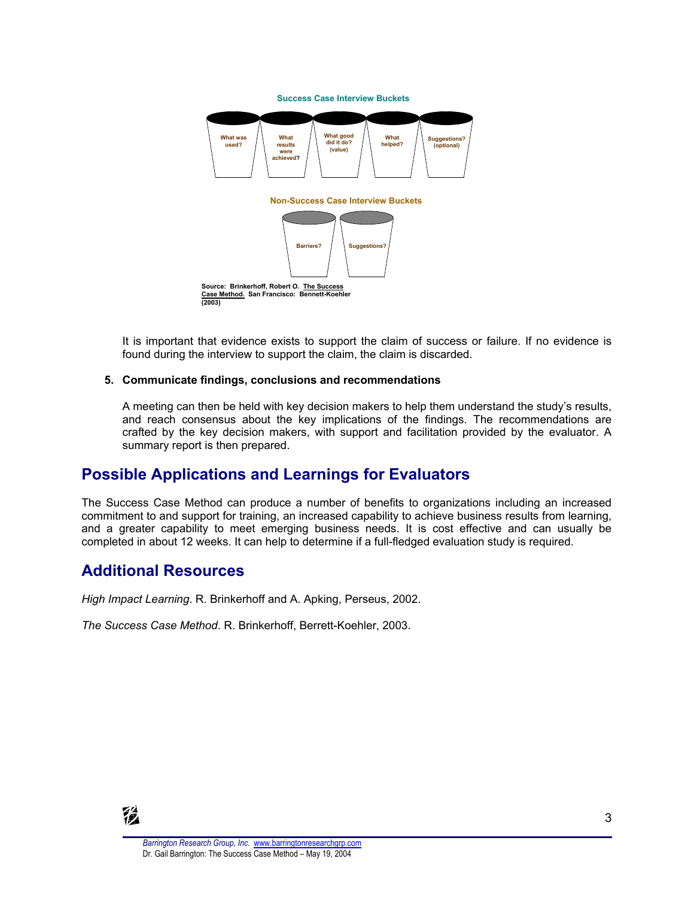Success Case Interview Buckets

What was used?

What results were achieved?

What good did it do? (value)

What helped?

Suggestions? (optional)

Non-Success Case Interview Buckets

Barriers?

Suggestions?

**Source: Brinkerhoff, Robert O. <u>The Success Case Method.</u> San Francisco: Bennett-Koehler (2003)**

It is important that evidence exists to support the claim of success or failure. If no evidence is found during the interview to support the claim, the claim is discarded.

**5. Communicate findings, conclusions and recommendations**

A meeting can then be held with key decision makers to help them understand the study's results, and reach consensus about the key implications of the findings. The recommendations are crafted by the key decision makers, with support and facilitation provided by the evaluator. A summary report is then prepared.

## Possible Applications and Learnings for Evaluators

The Success Case Method can produce a number of benefits to organizations including an increased commitment to and support for training, an increased capability to achieve business results from learning, and a greater capability to meet emerging business needs. It is cost effective and can usually be completed in about 12 weeks. It can help to determine if a full-fledged evaluation study is required.

## Additional Resources

*High Impact Learning*. R. Brinkerhoff and A. Apking, Perseus, 2002.

*The Success Case Method*. R. Brinkerhoff, Berrett-Koehler, 2003.